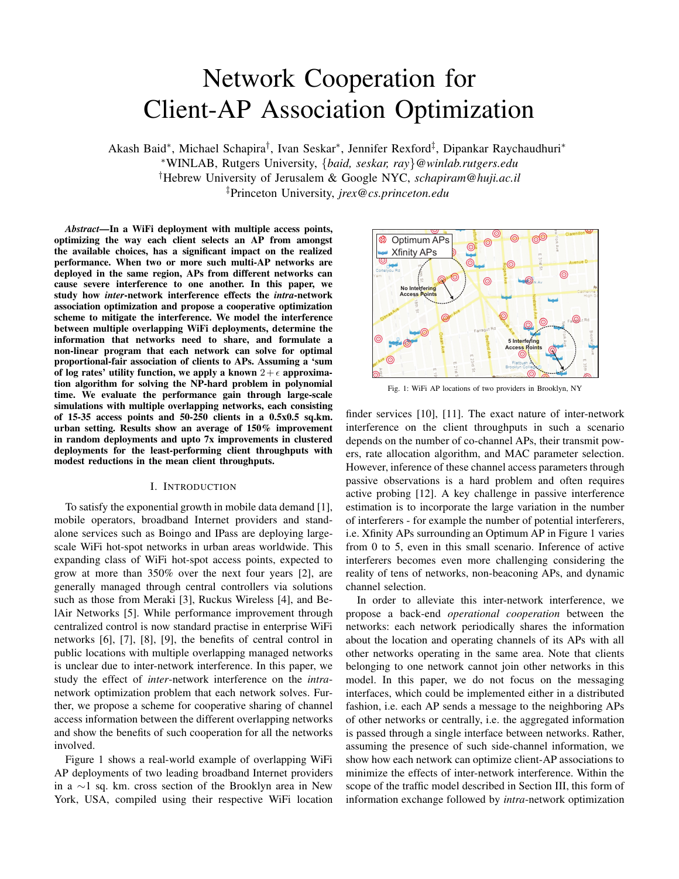# Network Cooperation for Client-AP Association Optimization

Akash Baid*, Michael Schapira†, Ivan Seskar*, Jennifer Rexford‡, Dipankar Raychaudhuri*

*WINLAB, Rutgers University, {*baid, seskar, ray*}*@winlab.rutgers.edu*

†Hebrew University of Jerusalem & Google NYC, *schapiram@huji.ac.il*

‡Princeton University, *jrex@cs.princeton.edu*

***Abstract*—In a WiFi deployment with multiple access points, optimizing the way each client selects an AP from amongst the available choices, has a significant impact on the realized performance. When two or more such multi-AP networks are deployed in the same region, APs from different networks can cause severe interference to one another. In this paper, we study how *inter*-network interference effects the *intra*-network association optimization and propose a cooperative optimization scheme to mitigate the interference. We model the interference between multiple overlapping WiFi deployments, determine the information that networks need to share, and formulate a non-linear program that each network can solve for optimal proportional-fair association of clients to APs. Assuming a 'sum of log rates' utility function, we apply a known $2+\epsilon$ approximation algorithm for solving the NP-hard problem in polynomial time. We evaluate the performance gain through large-scale simulations with multiple overlapping networks, each consisting of 15-35 access points and 50-250 clients in a 0.5x0.5 sq.km. urban setting. Results show an average of 150% improvement in random deployments and upto 7x improvements in clustered deployments for the least-performing client throughputs with modest reductions in the mean client throughputs.**

## I. Introduction

To satisfy the exponential growth in mobile data demand [1], mobile operators, broadband Internet providers and stand-alone services such as Boingo and IPass are deploying large-scale WiFi hot-spot networks in urban areas worldwide. This expanding class of WiFi hot-spot access points, expected to grow at more than 350% over the next four years [2], are generally managed through central controllers via solutions such as those from Meraki [3], Ruckus Wireless [4], and BelAir Networks [5]. While performance improvement through centralized control is now standard practise in enterprise WiFi networks [6], [7], [8], [9], the benefits of central control in public locations with multiple overlapping managed networks is unclear due to inter-network interference. In this paper, we study the effect of *inter*-network interference on the *intra*-network optimization problem that each network solves. Further, we propose a scheme for cooperative sharing of channel access information between the different overlapping networks and show the benefits of such cooperation for all the networks involved.

Figure 1 shows a real-world example of overlapping WiFi AP deployments of two leading broadband Internet providers in a ∼1 sq. km. cross section of the Brooklyn area in New York, USA, compiled using their respective WiFi location finder services [10], [11]. The exact nature of inter-network interference on the client throughputs in such a scenario depends on the number of co-channel APs, their transmit powers, rate allocation algorithm, and MAC parameter selection. However, inference of these channel access parameters through passive observations is a hard problem and often requires active probing [12]. A key challenge in passive interference estimation is to incorporate the large variation in the number of interferers - for example the number of potential interferers, i.e. Xfinity APs surrounding an Optimum AP in Figure 1 varies from 0 to 5, even in this small scenario. Inference of active interferers becomes even more challenging considering the reality of tens of networks, non-beaconing APs, and dynamic channel selection.

Fig. 1: WiFi AP locations of two providers in Brooklyn, NY

In order to alleviate this inter-network interference, we propose a back-end *operational cooperation* between the networks: each network periodically shares the information about the location and operating channels of its APs with all other networks operating in the same area. Note that clients belonging to one network cannot join other networks in this model. In this paper, we do not focus on the messaging interfaces, which could be implemented either in a distributed fashion, i.e. each AP sends a message to the neighboring APs of other networks or centrally, i.e. the aggregated information is passed through a single interface between networks. Rather, assuming the presence of such side-channel information, we show how each network can optimize client-AP associations to minimize the effects of inter-network interference. Within the scope of the traffic model described in Section III, this form of information exchange followed by *intra*-network optimization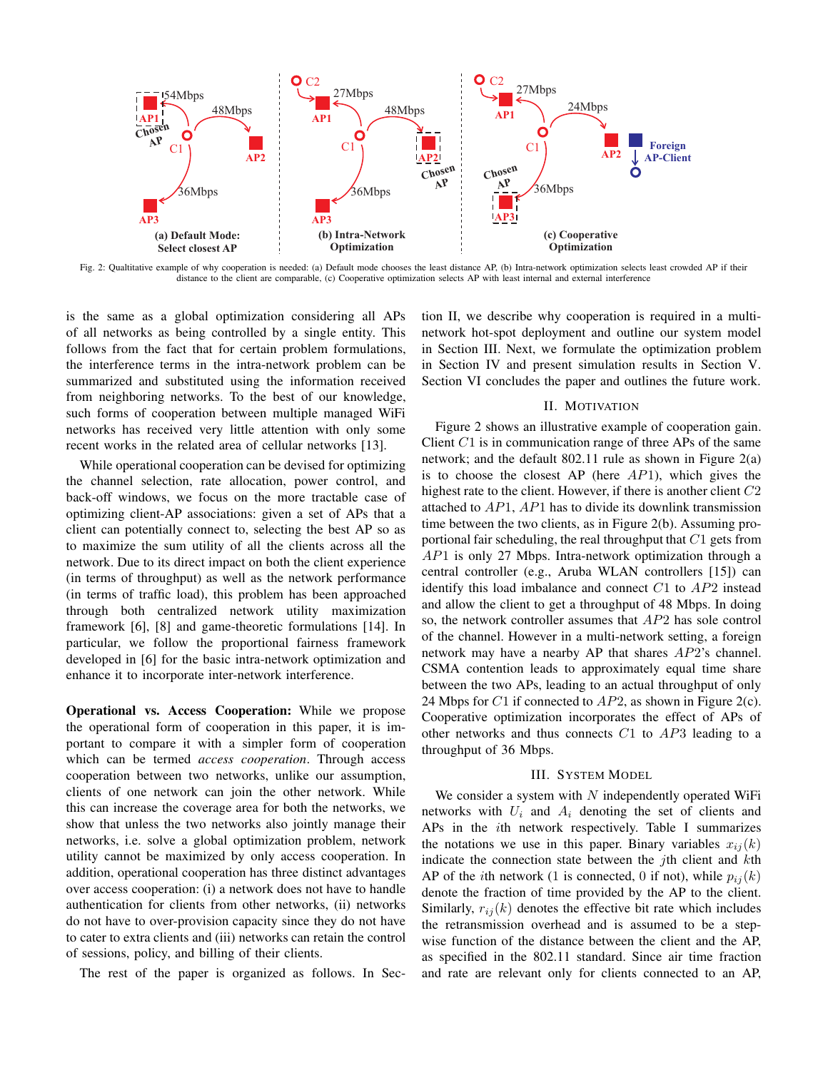Fig. 2: Qualtitative example of why cooperation is needed: (a) Default mode chooses the least distance AP, (b) Intra-network optimization selects least crowded AP if their distance to the client are comparable, (c) Cooperative optimization selects AP with least internal and external interference

is the same as a global optimization considering all APs of all networks as being controlled by a single entity. This follows from the fact that for certain problem formulations, the interference terms in the intra-network problem can be summarized and substituted using the information received from neighboring networks. To the best of our knowledge, such forms of cooperation between multiple managed WiFi networks has received very little attention with only some recent works in the related area of cellular networks [13].

While operational cooperation can be devised for optimizing the channel selection, rate allocation, power control, and back-off windows, we focus on the more tractable case of optimizing client-AP associations: given a set of APs that a client can potentially connect to, selecting the best AP so as to maximize the sum utility of all the clients across all the network. Due to its direct impact on both the client experience (in terms of throughput) as well as the network performance (in terms of traffic load), this problem has been approached through both centralized network utility maximization framework [6], [8] and game-theoretic formulations [14]. In particular, we follow the proportional fairness framework developed in [6] for the basic intra-network optimization and enhance it to incorporate inter-network interference.

**Operational vs. Access Cooperation:** While we propose the operational form of cooperation in this paper, it is important to compare it with a simpler form of cooperation which can be termed *access cooperation*. Through access cooperation between two networks, unlike our assumption, clients of one network can join the other network. While this can increase the coverage area for both the networks, we show that unless the two networks also jointly manage their networks, i.e. solve a global optimization problem, network utility cannot be maximized by only access cooperation. In addition, operational cooperation has three distinct advantages over access cooperation: (i) a network does not have to handle authentication for clients from other networks, (ii) networks do not have to over-provision capacity since they do not have to cater to extra clients and (iii) networks can retain the control of sessions, policy, and billing of their clients.

The rest of the paper is organized as follows. In Section II, we describe why cooperation is required in a multi-network hot-spot deployment and outline our system model in Section III. Next, we formulate the optimization problem in Section IV and present simulation results in Section V. Section VI concludes the paper and outlines the future work.

## II. Motivation

Figure 2 shows an illustrative example of cooperation gain. Client $C1$ is in communication range of three APs of the same network; and the default 802.11 rule as shown in Figure 2(a) is to choose the closest AP (here $AP1$), which gives the highest rate to the client. However, if there is another client $C2$ attached to $AP1$, $AP1$ has to divide its downlink transmission time between the two clients, as in Figure 2(b). Assuming proportional fair scheduling, the real throughput that $C1$ gets from $AP1$ is only 27 Mbps. Intra-network optimization through a central controller (e.g., Aruba WLAN controllers [15]) can identify this load imbalance and connect $C1$ to $AP2$ instead and allow the client to get a throughput of 48 Mbps. In doing so, the network controller assumes that $AP2$ has sole control of the channel. However in a multi-network setting, a foreign network may have a nearby AP that shares $AP2$'s channel. CSMA contention leads to approximately equal time share between the two APs, leading to an actual throughput of only 24 Mbps for $C1$ if connected to $AP2$, as shown in Figure 2(c). Cooperative optimization incorporates the effect of APs of other networks and thus connects $C1$ to $AP3$ leading to a throughput of 36 Mbps.

## III. System Model

We consider a system with $N$ independently operated WiFi networks with $U_i$ and $A_i$ denoting the set of clients and APs in the $i$th network respectively. Table I summarizes the notations we use in this paper. Binary variables $x_{ij}(k)$ indicate the connection state between the $j$th client and $k$th AP of the $i$th network (1 is connected, 0 if not), while $p_{ij}(k)$ denote the fraction of time provided by the AP to the client. Similarly, $r_{ij}(k)$ denotes the effective bit rate which includes the retransmission overhead and is assumed to be a step-wise function of the distance between the client and the AP, as specified in the 802.11 standard. Since air time fraction and rate are relevant only for clients connected to an AP,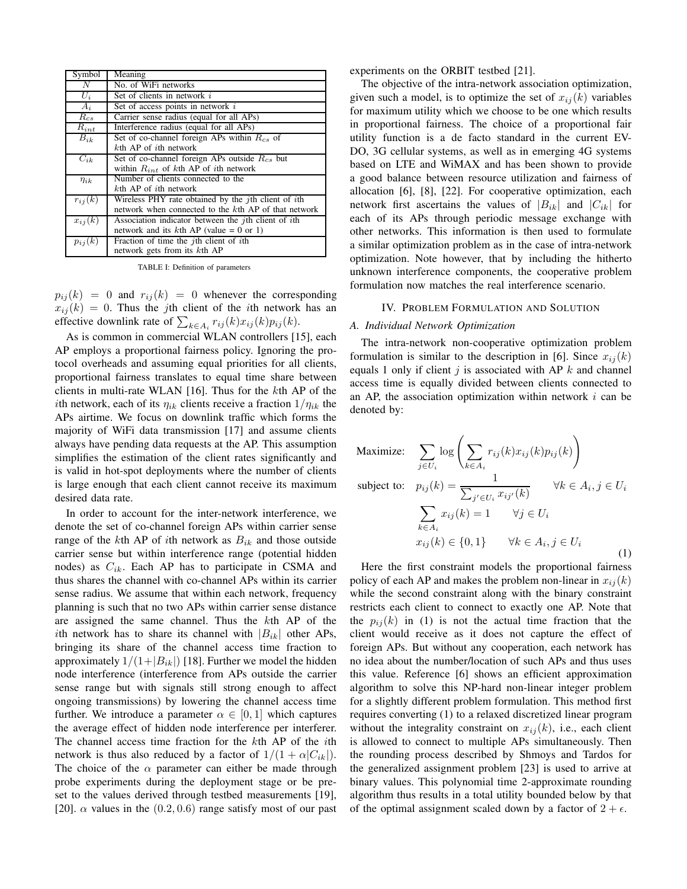| Symbol | Meaning |
|---|---|
| $N$ | No. of WiFi networks |
| $U_i$ | Set of clients in network $i$ |
| $A_i$ | Set of access points in network $i$ |
| $R_{cs}$ | Carrier sense radius (equal for all APs) |
| $R_{int}$ | Interference radius (equal for all APs) |
| $B_{ik}$ | Set of co-channel foreign APs within $R_{cs}$ of $k$th AP of $i$th network |
| $C_{ik}$ | Set of co-channel foreign APs outside $R_{cs}$ but within $R_{int}$ of $k$th AP of $i$th network |
| $\eta_{ik}$ | Number of clients connected to the $k$th AP of $i$th network |
| $r_{ij}(k)$ | Wireless PHY rate obtained by the $j$th client of $i$th network when connected to the $k$th AP of that network |
| $x_{ij}(k)$ | Association indicator between the $j$th client of $i$th network and its $k$th AP (value = 0 or 1) |
| $p_{ij}(k)$ | Fraction of time the $j$th client of $i$th network gets from its $k$th AP |

TABLE I: Definition of parameters

$p_{ij}(k) = 0$ and $r_{ij}(k) = 0$ whenever the corresponding $x_{ij}(k) = 0$. Thus the $j$th client of the $i$th network has an effective downlink rate of $\sum_{k \in A_i} r_{ij}(k)x_{ij}(k)p_{ij}(k)$.

As is common in commercial WLAN controllers [15], each AP employs a proportional fairness policy. Ignoring the protocol overheads and assuming equal priorities for all clients, proportional fairness translates to equal time share between clients in multi-rate WLAN [16]. Thus for the $k$th AP of the $i$th network, each of its $\eta_{ik}$ clients receive a fraction $1/\eta_{ik}$ the APs airtime. We focus on downlink traffic which forms the majority of WiFi data transmission [17] and assume clients always have pending data requests at the AP. This assumption simplifies the estimation of the client rates significantly and is valid in hot-spot deployments where the number of clients is large enough that each client cannot receive its maximum desired data rate.

In order to account for the inter-network interference, we denote the set of co-channel foreign APs within carrier sense range of the $k$th AP of $i$th network as $B_{ik}$ and those outside carrier sense but within interference range (potential hidden nodes) as $C_{ik}$. Each AP has to participate in CSMA and thus shares the channel with co-channel APs within its carrier sense radius. We assume that within each network, frequency planning is such that no two APs within carrier sense distance are assigned the same channel. Thus the $k$th AP of the $i$th network has to share its channel with $|B_{ik}|$ other APs, bringing its share of the channel access time fraction to approximately $1/(1+|B_{ik}|)$ [18]. Further we model the hidden node interference (interference from APs outside the carrier sense range but with signals still strong enough to affect ongoing transmissions) by lowering the channel access time further. We introduce a parameter $\alpha \in [0, 1]$ which captures the average effect of hidden node interference per interferer. The channel access time fraction for the $k$th AP of the $i$th network is thus also reduced by a factor of $1/(1 + \alpha|C_{ik}|)$. The choice of the $\alpha$ parameter can either be made through probe experiments during the deployment stage or be preset to the values derived through testbed measurements [19], [20]. $\alpha$ values in the $(0.2, 0.6)$ range satisfy most of our past experiments on the ORBIT testbed [21].

The objective of the intra-network association optimization, given such a model, is to optimize the set of $x_{ij}(k)$ variables for maximum utility which we choose to be one which results in proportional fairness. The choice of a proportional fair utility function is a de facto standard in the current EV-DO, 3G cellular systems, as well as in emerging 4G systems based on LTE and WiMAX and has been shown to provide a good balance between resource utilization and fairness of allocation [6], [8], [22]. For cooperative optimization, each network first ascertains the values of $|B_{ik}|$ and $|C_{ik}|$ for each of its APs through periodic message exchange with other networks. This information is then used to formulate a similar optimization problem as in the case of intra-network optimization. Note however, that by including the hitherto unknown interference components, the cooperative problem formulation now matches the real interference scenario.

## IV. Problem Formulation and Solution

### A. Individual Network Optimization

The intra-network non-cooperative optimization problem formulation is similar to the description in [6]. Since $x_{ij}(k)$ equals 1 only if client $j$ is associated with AP $k$ and channel access time is equally divided between clients connected to an AP, the association optimization within network $i$ can be denoted by:

$$
\begin{aligned}
\text{Maximize:} \quad & \sum_{j \in U_i} \log \left( \sum_{k \in A_i} r_{ij}(k)x_{ij}(k)p_{ij}(k) \right) \\
\text{subject to:} \quad & p_{ij}(k) = \frac{1}{\sum_{j' \in U_i} x_{ij'}(k)} \qquad \forall k \in A_i, j \in U_i \\
& \sum_{k \in A_i} x_{ij}(k) = 1 \qquad \forall j \in U_i \\
& x_{ij}(k) \in \{0, 1\} \qquad \forall k \in A_i, j \in U_i
\end{aligned} \tag{1}
$$

Here the first constraint models the proportional fairness policy of each AP and makes the problem non-linear in $x_{ij}(k)$ while the second constraint along with the binary constraint restricts each client to connect to exactly one AP. Note that the $p_{ij}(k)$ in (1) is not the actual time fraction that the client would receive as it does not capture the effect of foreign APs. But without any cooperation, each network has no idea about the number/location of such APs and thus uses this value. Reference [6] shows an efficient approximation algorithm to solve this NP-hard non-linear integer problem for a slightly different problem formulation. This method first requires converting (1) to a relaxed discretized linear program without the integrality constraint on $x_{ij}(k)$, i.e., each client is allowed to connect to multiple APs simultaneously. Then the rounding process described by Shmoys and Tardos for the generalized assignment problem [23] is used to arrive at binary values. This polynomial time 2-approximate rounding algorithm thus results in a total utility bounded below by that of the optimal assignment scaled down by a factor of $2 + \epsilon$.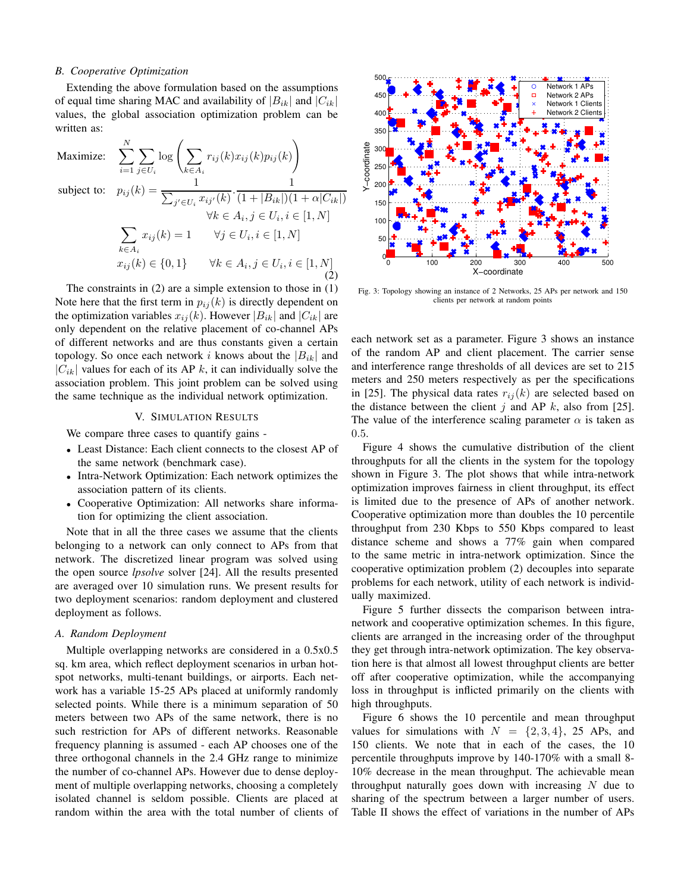### B. Cooperative Optimization

Extending the above formulation based on the assumptions of equal time sharing MAC and availability of $|B_{ik}|$ and $|C_{ik}|$ values, the global association optimization problem can be written as:

$$
\begin{aligned}
\text{Maximize:} \quad & \sum_{i=1}^{N} \sum_{j \in U_i} \log \left( \sum_{k \in A_i} r_{ij}(k) x_{ij}(k) p_{ij}(k) \right) \\
\text{subject to:} \quad & p_{ij}(k) = \frac{1}{\sum_{j' \in U_i} x_{ij'}(k)} \cdot \frac{1}{(1 + |B_{ik}|)(1 + \alpha |C_{ik}|)} \\
& \qquad \forall k \in A_i, j \in U_i, i \in [1, N] \\
& \sum_{k \in A_i} x_{ij}(k) = 1 \qquad \forall j \in U_i, i \in [1, N] \\
& x_{ij}(k) \in \{0, 1\} \qquad \forall k \in A_i, j \in U_i, i \in [1, N]
\end{aligned} \tag{2}
$$

The constraints in (2) are a simple extension to those in (1) Note here that the first term in $p_{ij}(k)$ is directly dependent on the optimization variables $x_{ij}(k)$. However $|B_{ik}|$ and $|C_{ik}|$ are only dependent on the relative placement of co-channel APs of different networks and are thus constants given a certain topology. So once each network $i$ knows about the $|B_{ik}|$ and $|C_{ik}|$ values for each of its AP $k$, it can individually solve the association problem. This joint problem can be solved using the same technique as the individual network optimization.

## V. Simulation Results

We compare three cases to quantify gains -

- Least Distance: Each client connects to the closest AP of the same network (benchmark case).
- Intra-Network Optimization: Each network optimizes the association pattern of its clients.
- Cooperative Optimization: All networks share information for optimizing the client association.

Note that in all the three cases we assume that the clients belonging to a network can only connect to APs from that network. The discretized linear program was solved using the open source *lpsolve* solver [24]. All the results presented are averaged over 10 simulation runs. We present results for two deployment scenarios: random deployment and clustered deployment as follows.

### A. Random Deployment

Multiple overlapping networks are considered in a 0.5x0.5 sq. km area, which reflect deployment scenarios in urban hotspot networks, multi-tenant buildings, or airports. Each network has a variable 15-25 APs placed at uniformly randomly selected points. While there is a minimum separation of 50 meters between two APs of the same network, there is no such restriction for APs of different networks. Reasonable frequency planning is assumed - each AP chooses one of the three orthogonal channels in the 2.4 GHz range to minimize the number of co-channel APs. However due to dense deployment of multiple overlapping networks, choosing a completely isolated channel is seldom possible. Clients are placed at random within the area with the total number of clients of each network set as a parameter. Figure 3 shows an instance of the random AP and client placement. The carrier sense and interference range thresholds of all devices are set to 215 meters and 250 meters respectively as per the specifications in [25]. The physical data rates $r_{ij}(k)$ are selected based on the distance between the client $j$ and AP $k$, also from [25]. The value of the interference scaling parameter $\alpha$ is taken as 0.5.

Fig. 3: Topology showing an instance of 2 Networks, 25 APs per network and 150 clients per network at random points

Figure 4 shows the cumulative distribution of the client throughputs for all the clients in the system for the topology shown in Figure 3. The plot shows that while intra-network optimization improves fairness in client throughput, its effect is limited due to the presence of APs of another network. Cooperative optimization more than doubles the 10 percentile throughput from 230 Kbps to 550 Kbps compared to least distance scheme and shows a 77% gain when compared to the same metric in intra-network optimization. Since the cooperative optimization problem (2) decouples into separate problems for each network, utility of each network is individually maximized.

Figure 5 further dissects the comparison between intra-network and cooperative optimization schemes. In this figure, clients are arranged in the increasing order of the throughput they get through intra-network optimization. The key observation here is that almost all lowest throughput clients are better off after cooperative optimization, while the accompanying loss in throughput is inflicted primarily on the clients with high throughputs.

Figure 6 shows the 10 percentile and mean throughput values for simulations with $N = \{2, 3, 4\}$, 25 APs, and 150 clients. We note that in each of the cases, the 10 percentile throughputs improve by 140-170% with a small 8-10% decrease in the mean throughput. The achievable mean throughput naturally goes down with increasing $N$ due to sharing of the spectrum between a larger number of users. Table II shows the effect of variations in the number of APs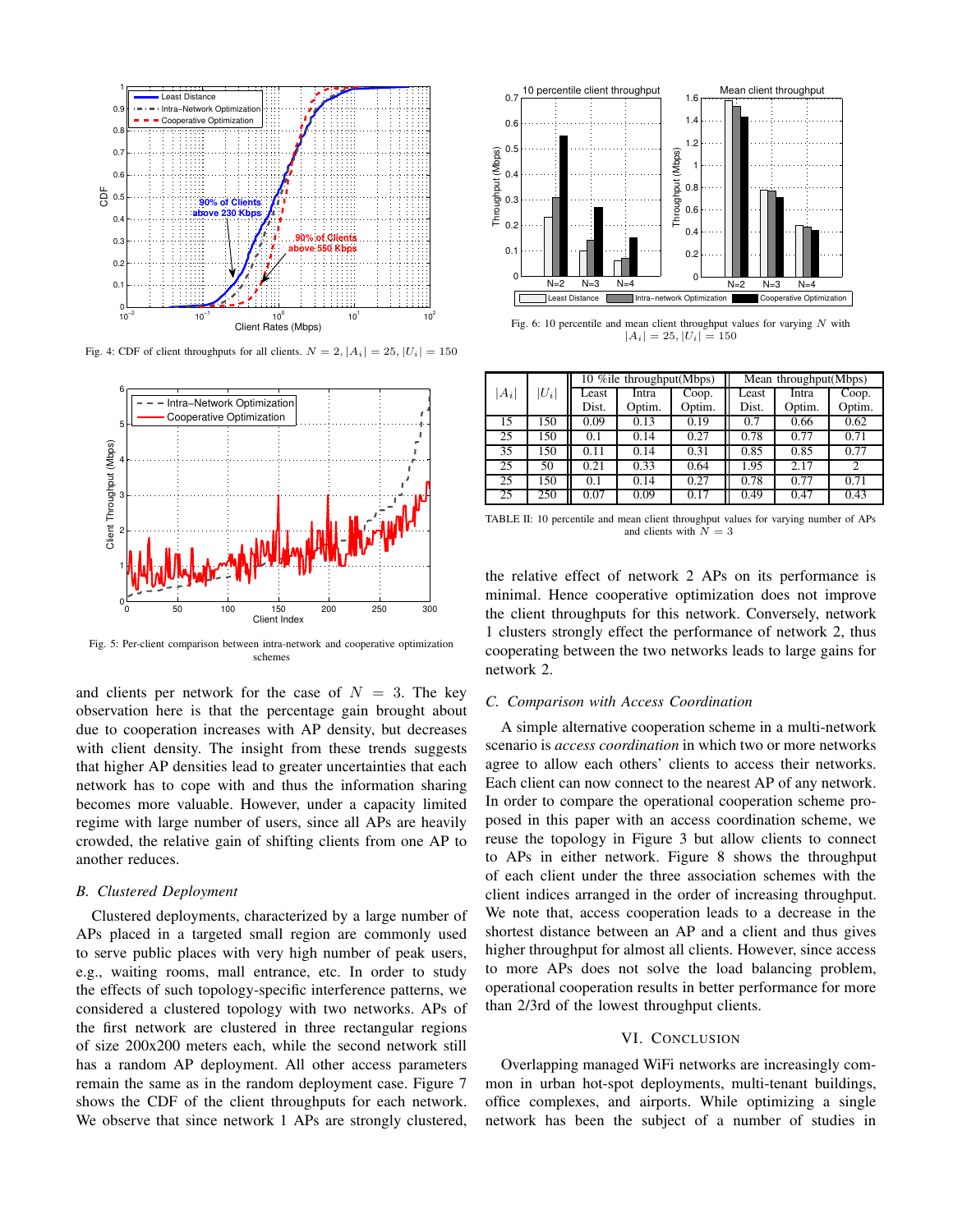Fig. 4: CDF of client throughputs for all clients. $N = 2, |A_i| = 25, |U_i| = 150$

Fig. 5: Per-client comparison between intra-network and cooperative optimization schemes

and clients per network for the case of $N = 3$. The key observation here is that the percentage gain brought about due to cooperation increases with AP density, but decreases with client density. The insight from these trends suggests that higher AP densities lead to greater uncertainties that each network has to cope with and thus the information sharing becomes more valuable. However, under a capacity limited regime with large number of users, since all APs are heavily crowded, the relative gain of shifting clients from one AP to another reduces.

### B. Clustered Deployment

Clustered deployments, characterized by a large number of APs placed in a targeted small region are commonly used to serve public places with very high number of peak users, e.g., waiting rooms, mall entrance, etc. In order to study the effects of such topology-specific interference patterns, we considered a clustered topology with two networks. APs of the first network are clustered in three rectangular regions of size 200x200 meters each, while the second network still has a random AP deployment. All other access parameters remain the same as in the random deployment case. Figure 7 shows the CDF of the client throughputs for each network. We observe that since network 1 APs are strongly clustered,

Fig. 6: 10 percentile and mean client throughput values for varying $N$ with $|A_i| = 25, |U_i| = 150$

| $\|A_i\|$ | $\|U_i\|$ | 10 %ile throughput(Mbps) | | | Mean throughput(Mbps) | | |
|---|---|---|---|---|---|---|---|
| | | Least Dist. | Intra Optim. | Coop. Optim. | Least Dist. | Intra Optim. | Coop. Optim. |
| 15 | 150 | 0.09 | 0.13 | 0.19 | 0.7 | 0.66 | 0.62 |
| 25 | 150 | 0.1 | 0.14 | 0.27 | 0.78 | 0.77 | 0.71 |
| 35 | 150 | 0.11 | 0.14 | 0.31 | 0.85 | 0.85 | 0.77 |
| 25 | 50 | 0.21 | 0.33 | 0.64 | 1.95 | 2.17 | 2 |
| 25 | 150 | 0.1 | 0.14 | 0.27 | 0.78 | 0.77 | 0.71 |
| 25 | 250 | 0.07 | 0.09 | 0.17 | 0.49 | 0.47 | 0.43 |

TABLE II: 10 percentile and mean client throughput values for varying number of APs and clients with $N = 3$

the relative effect of network 2 APs on its performance is minimal. Hence cooperative optimization does not improve the client throughputs for this network. Conversely, network 1 clusters strongly effect the performance of network 2, thus cooperating between the two networks leads to large gains for network 2.

### C. Comparison with Access Coordination

A simple alternative cooperation scheme in a multi-network scenario is *access coordination* in which two or more networks agree to allow each others' clients to access their networks. Each client can now connect to the nearest AP of any network. In order to compare the operational cooperation scheme proposed in this paper with an access coordination scheme, we reuse the topology in Figure 3 but allow clients to connect to APs in either network. Figure 8 shows the throughput of each client under the three association schemes with the client indices arranged in the order of increasing throughput. We note that, access cooperation leads to a decrease in the shortest distance between an AP and a client and thus gives higher throughput for almost all clients. However, since access to more APs does not solve the load balancing problem, operational cooperation results in better performance for more than 2/3rd of the lowest throughput clients.

## VI. Conclusion

Overlapping managed WiFi networks are increasingly common in urban hot-spot deployments, multi-tenant buildings, office complexes, and airports. While optimizing a single network has been the subject of a number of studies in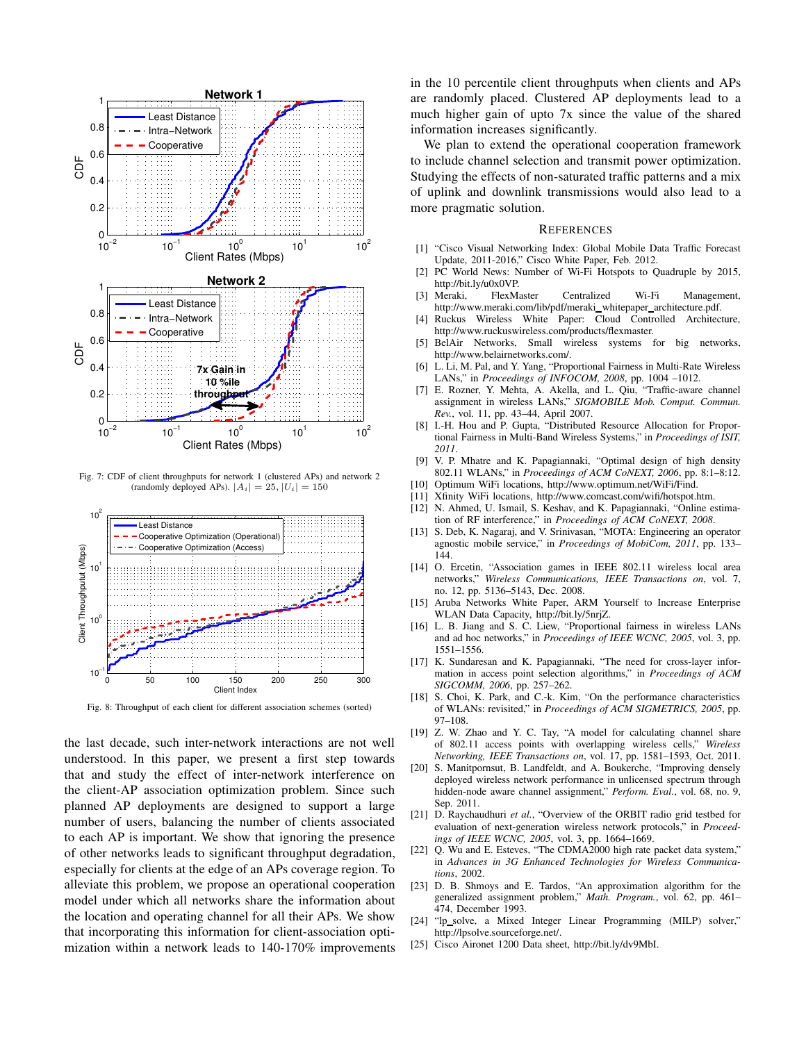Network 1

CDF

Least Distance
Intra–Network
Cooperative

Client Rates (Mbps)

Network 2

CDF

Least Distance
Intra–Network
Cooperative

7x Gain in 10 %ile throughput

Client Rates (Mbps)

Fig. 7: CDF of client throughputs for network 1 (clustered APs) and network 2 (randomly deployed APs). $|A_i| = 25$, $|U_i| = 150$

Client Throughputut (Mbps)

Least Distance
Cooperative Optimization (Operational)
Cooperative Optimization (Access)

Client Index

Fig. 8: Throughput of each client for different association schemes (sorted)

the last decade, such inter-network interactions are not well understood. In this paper, we present a first step towards that and study the effect of inter-network interference on the client-AP association optimization problem. Since such planned AP deployments are designed to support a large number of users, balancing the number of clients associated to each AP is important. We show that ignoring the presence of other networks leads to significant throughput degradation, especially for clients at the edge of an APs coverage region. To alleviate this problem, we propose an operational cooperation model under which all networks share the information about the location and operating channel for all their APs. We show that incorporating this information for client-association optimization within a network leads to 140-170% improvements in the 10 percentile client throughputs when clients and APs are randomly placed. Clustered AP deployments lead to a much higher gain of upto 7x since the value of the shared information increases significantly.

We plan to extend the operational cooperation framework to include channel selection and transmit power optimization. Studying the effects of non-saturated traffic patterns and a mix of uplink and downlink transmissions would also lead to a more pragmatic solution.

## References

[1] "Cisco Visual Networking Index: Global Mobile Data Traffic Forecast Update, 2011-2016," Cisco White Paper, Feb. 2012.

[2] PC World News: Number of Wi-Fi Hotspots to Quadruple by 2015, http://bit.ly/u0x0VP.

[3] Meraki, FlexMaster Centralized Wi-Fi Management, http://www.meraki.com/lib/pdf/meraki_whitepaper_architecture.pdf.

[4] Ruckus Wireless White Paper: Cloud Controlled Architecture, http://www.ruckuswireless.com/products/flexmaster.

[5] BelAir Networks, Small wireless systems for big networks, http://www.belairnetworks.com/.

[6] L. Li, M. Pal, and Y. Yang, "Proportional Fairness in Multi-Rate Wireless LANs," in *Proceedings of INFOCOM, 2008*, pp. 1004 –1012.

[7] E. Rozner, Y. Mehta, A. Akella, and L. Qiu, "Traffic-aware channel assignment in wireless LANs," *SIGMOBILE Mob. Comput. Commun. Rev.*, vol. 11, pp. 43–44, April 2007.

[8] I.-H. Hou and P. Gupta, "Distributed Resource Allocation for Proportional Fairness in Multi-Band Wireless Systems," in *Proceedings of ISIT, 2011*.

[9] V. P. Mhatre and K. Papagiannaki, "Optimal design of high density 802.11 WLANs," in *Proceedings of ACM CoNEXT, 2006*, pp. 8:1–8:12.

[10] Optimum WiFi locations, http://www.optimum.net/WiFi/Find.

[11] Xfinity WiFi locations, http://www.comcast.com/wifi/hotspot.htm.

[12] N. Ahmed, U. Ismail, S. Keshav, and K. Papagiannaki, "Online estimation of RF interference," in *Proceedings of ACM CoNEXT, 2008*.

[13] S. Deb, K. Nagaraj, and V. Srinivasan, "MOTA: Engineering an operator agnostic mobile service," in *Proceedings of MobiCom, 2011*, pp. 133–144.

[14] O. Ercetin, "Association games in IEEE 802.11 wireless local area networks," *Wireless Communications, IEEE Transactions on*, vol. 7, no. 12, pp. 5136–5143, Dec. 2008.

[15] Aruba Networks White Paper, ARM Yourself to Increase Enterprise WLAN Data Capacity, http://bit.ly/5nrjZ.

[16] L. B. Jiang and S. C. Liew, "Proportional fairness in wireless LANs and ad hoc networks," in *Proceedings of IEEE WCNC, 2005*, vol. 3, pp. 1551–1556.

[17] K. Sundaresan and K. Papagiannaki, "The need for cross-layer information in access point selection algorithms," in *Proceedings of ACM SIGCOMM, 2006*, pp. 257–262.

[18] S. Choi, K. Park, and C.-k. Kim, "On the performance characteristics of WLANs: revisited," in *Proceedings of ACM SIGMETRICS, 2005*, pp. 97–108.

[19] Z. W. Zhao and Y. C. Tay, "A model for calculating channel share of 802.11 access points with overlapping wireless cells," *Wireless Networking, IEEE Transactions on*, vol. 17, pp. 1581–1593, Oct. 2011.

[20] S. Manitpornsut, B. Landfeldt, and A. Boukerche, "Improving densely deployed wireless network performance in unlicensed spectrum through hidden-node aware channel assignment," *Perform. Eval.*, vol. 68, no. 9, Sep. 2011.

[21] D. Raychaudhuri *et al.*, "Overview of the ORBIT radio grid testbed for evaluation of next-generation wireless network protocols," in *Proceedings of IEEE WCNC, 2005*, vol. 3, pp. 1664–1669.

[22] Q. Wu and E. Esteves, "The CDMA2000 high rate packet data system," in *Advances in 3G Enhanced Technologies for Wireless Communications*, 2002.

[23] D. B. Shmoys and E. Tardos, "An approximation algorithm for the generalized assignment problem," *Math. Program.*, vol. 62, pp. 461–474, December 1993.

[24] "lp_solve, a Mixed Integer Linear Programming (MILP) solver," http://lpsolve.sourceforge.net/.

[25] Cisco Aironet 1200 Data sheet, http://bit.ly/dv9MbI.